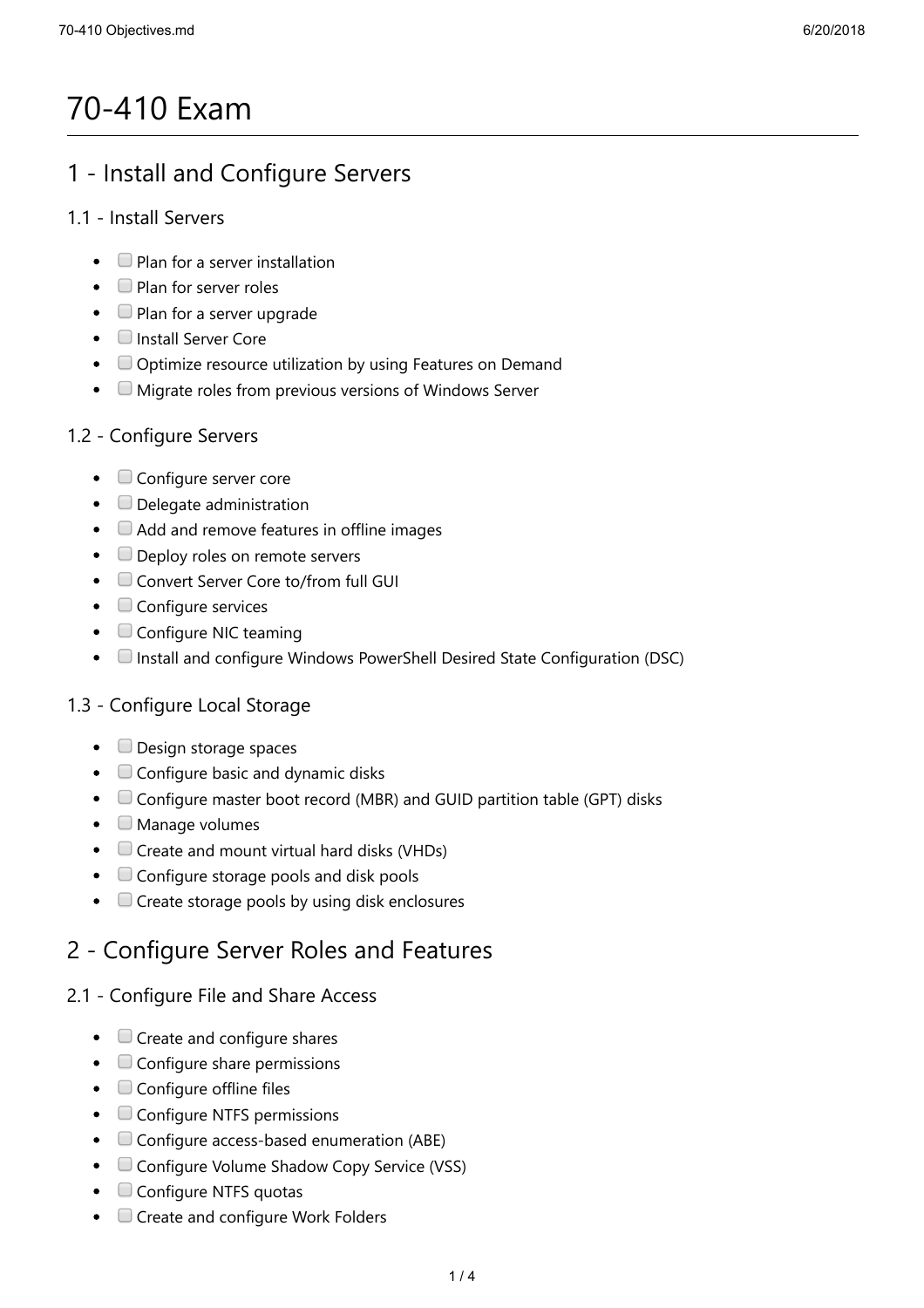# 70-410 Exam

## 1 - Install and Configure Servers

### 1.1 - Install Servers

- [ ] Plan for a server installation
- [ ] Plan for server roles
- [ ] Plan for a server upgrade
- [ ] Install Server Core
- [ ] Optimize resource utilization by using Features on Demand
- [ ] Migrate roles from previous versions of Windows Server

### 1.2 - Configure Servers

- [ ] Configure server core
- [ ] Delegate administration
- [ ] Add and remove features in offline images
- [ ] Deploy roles on remote servers
- [ ] Convert Server Core to/from full GUI
- [ ] Configure services
- [ ] Configure NIC teaming
- [ ] Install and configure Windows PowerShell Desired State Configuration (DSC)

### 1.3 - Configure Local Storage

- [ ] Design storage spaces
- [ ] Configure basic and dynamic disks
- [ ] Configure master boot record (MBR) and GUID partition table (GPT) disks
- [ ] Manage volumes
- [ ] Create and mount virtual hard disks (VHDs)
- [ ] Configure storage pools and disk pools
- [ ] Create storage pools by using disk enclosures

## 2 - Configure Server Roles and Features

### 2.1 - Configure File and Share Access

- [ ] Create and configure shares
- [ ] Configure share permissions
- [ ] Configure offline files
- [ ] Configure NTFS permissions
- [ ] Configure access-based enumeration (ABE)
- [ ] Configure Volume Shadow Copy Service (VSS)
- [ ] Configure NTFS quotas
- [ ] Create and configure Work Folders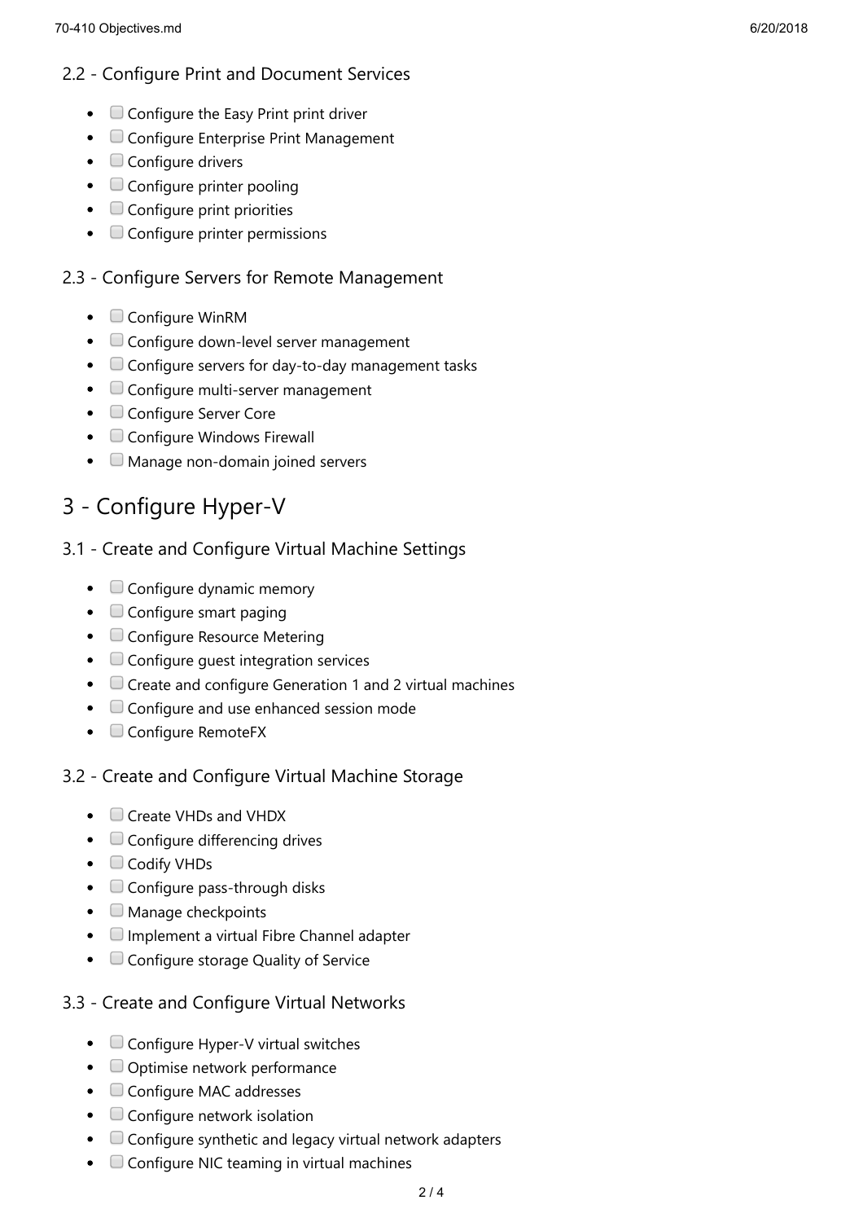### 2.2 - Configure Print and Document Services

- [ ] Configure the Easy Print print driver
- [ ] Configure Enterprise Print Management
- [ ] Configure drivers
- [ ] Configure printer pooling
- [ ] Configure print priorities
- [ ] Configure printer permissions

### 2.3 - Configure Servers for Remote Management

- [ ] Configure WinRM
- [ ] Configure down-level server management
- [ ] Configure servers for day-to-day management tasks
- [ ] Configure multi-server management
- [ ] Configure Server Core
- [ ] Configure Windows Firewall
- [ ] Manage non-domain joined servers

## 3 - Configure Hyper-V

### 3.1 - Create and Configure Virtual Machine Settings

- [ ] Configure dynamic memory
- [ ] Configure smart paging
- [ ] Configure Resource Metering
- [ ] Configure guest integration services
- [ ] Create and configure Generation 1 and 2 virtual machines
- [ ] Configure and use enhanced session mode
- [ ] Configure RemoteFX

### 3.2 - Create and Configure Virtual Machine Storage

- [ ] Create VHDs and VHDX
- [ ] Configure differencing drives
- [ ] Codify VHDs
- [ ] Configure pass-through disks
- [ ] Manage checkpoints
- [ ] Implement a virtual Fibre Channel adapter
- [ ] Configure storage Quality of Service

### 3.3 - Create and Configure Virtual Networks

- [ ] Configure Hyper-V virtual switches
- [ ] Optimise network performance
- [ ] Configure MAC addresses
- [ ] Configure network isolation
- [ ] Configure synthetic and legacy virtual network adapters
- [ ] Configure NIC teaming in virtual machines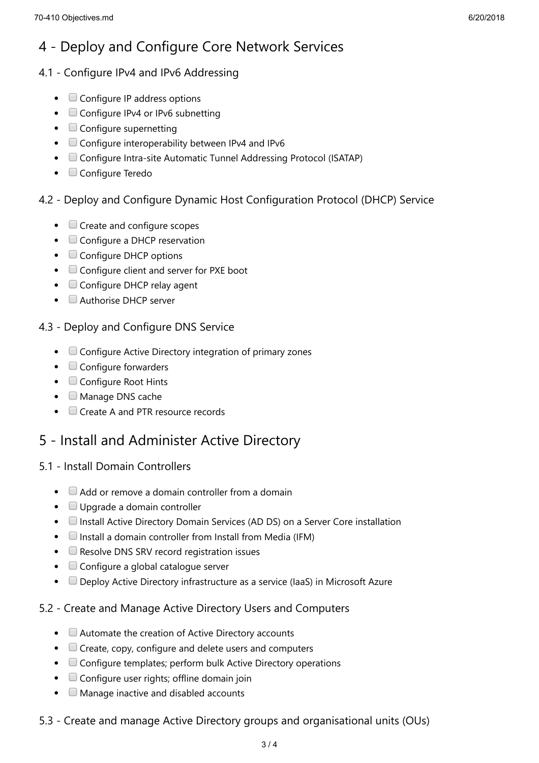# 4 - Deploy and Configure Core Network Services

## 4.1 - Configure IPv4 and IPv6 Addressing

- [ ] Configure IP address options
- [ ] Configure IPv4 or IPv6 subnetting
- [ ] Configure supernetting
- [ ] Configure interoperability between IPv4 and IPv6
- [ ] Configure Intra-site Automatic Tunnel Addressing Protocol (ISATAP)
- [ ] Configure Teredo

## 4.2 - Deploy and Configure Dynamic Host Configuration Protocol (DHCP) Service

- [ ] Create and configure scopes
- [ ] Configure a DHCP reservation
- [ ] Configure DHCP options
- [ ] Configure client and server for PXE boot
- [ ] Configure DHCP relay agent
- [ ] Authorise DHCP server

## 4.3 - Deploy and Configure DNS Service

- [ ] Configure Active Directory integration of primary zones
- [ ] Configure forwarders
- [ ] Configure Root Hints
- [ ] Manage DNS cache
- [ ] Create A and PTR resource records

# 5 - Install and Administer Active Directory

## 5.1 - Install Domain Controllers

- [ ] Add or remove a domain controller from a domain
- [ ] Upgrade a domain controller
- [ ] Install Active Directory Domain Services (AD DS) on a Server Core installation
- [ ] Install a domain controller from Install from Media (IFM)
- [ ] Resolve DNS SRV record registration issues
- [ ] Configure a global catalogue server
- [ ] Deploy Active Directory infrastructure as a service (IaaS) in Microsoft Azure

## 5.2 - Create and Manage Active Directory Users and Computers

- [ ] Automate the creation of Active Directory accounts
- [ ] Create, copy, configure and delete users and computers
- [ ] Configure templates; perform bulk Active Directory operations
- [ ] Configure user rights; offline domain join
- [ ] Manage inactive and disabled accounts

## 5.3 - Create and manage Active Directory groups and organisational units (OUs)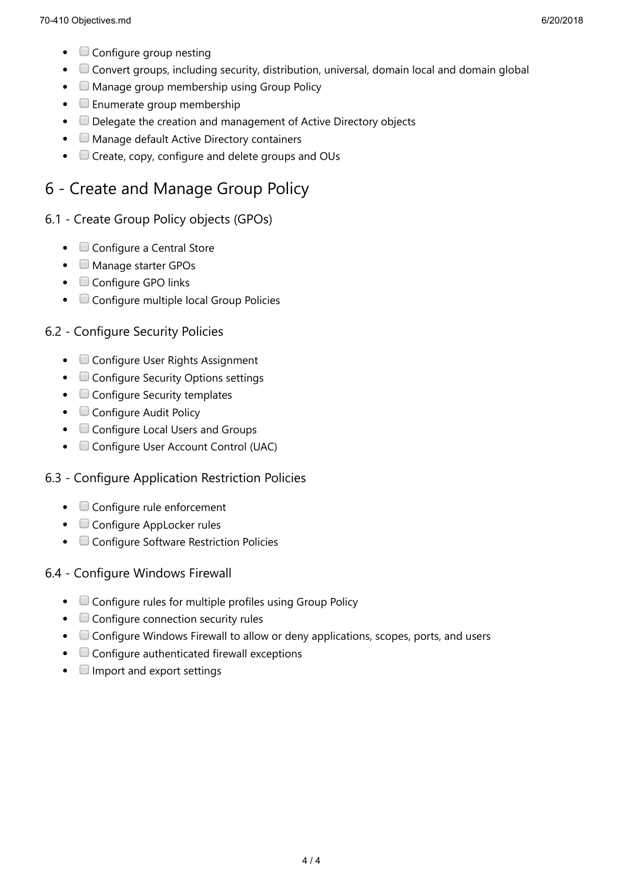- [ ] Configure group nesting
- [ ] Convert groups, including security, distribution, universal, domain local and domain global
- [ ] Manage group membership using Group Policy
- [ ] Enumerate group membership
- [ ] Delegate the creation and management of Active Directory objects
- [ ] Manage default Active Directory containers
- [ ] Create, copy, configure and delete groups and OUs

# 6 - Create and Manage Group Policy

## 6.1 - Create Group Policy objects (GPOs)

- [ ] Configure a Central Store
- [ ] Manage starter GPOs
- [ ] Configure GPO links
- [ ] Configure multiple local Group Policies

## 6.2 - Configure Security Policies

- [ ] Configure User Rights Assignment
- [ ] Configure Security Options settings
- [ ] Configure Security templates
- [ ] Configure Audit Policy
- [ ] Configure Local Users and Groups
- [ ] Configure User Account Control (UAC)

## 6.3 - Configure Application Restriction Policies

- [ ] Configure rule enforcement
- [ ] Configure AppLocker rules
- [ ] Configure Software Restriction Policies

## 6.4 - Configure Windows Firewall

- [ ] Configure rules for multiple profiles using Group Policy
- [ ] Configure connection security rules
- [ ] Configure Windows Firewall to allow or deny applications, scopes, ports, and users
- [ ] Configure authenticated firewall exceptions
- [ ] Import and export settings